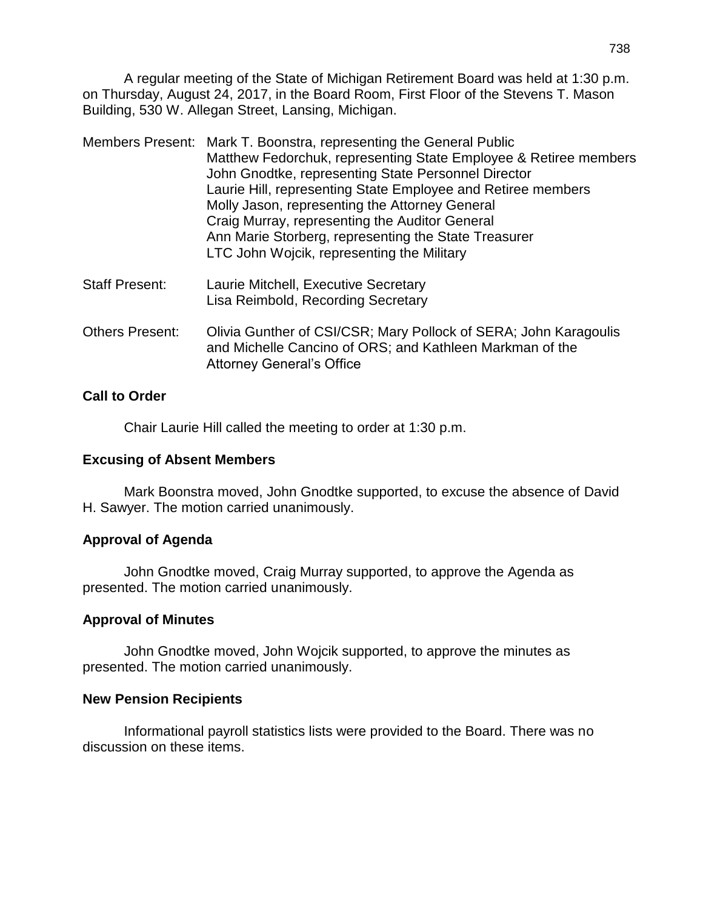A regular meeting of the State of Michigan Retirement Board was held at 1:30 p.m. on Thursday, August 24, 2017, in the Board Room, First Floor of the Stevens T. Mason Building, 530 W. Allegan Street, Lansing, Michigan.

Members Present: Mark T. Boonstra, representing the General Public
Matthew Fedorchuk, representing State Employee & Retiree members
John Gnodtke, representing State Personnel Director
Laurie Hill, representing State Employee and Retiree members
Molly Jason, representing the Attorney General
Craig Murray, representing the Auditor General
Ann Marie Storberg, representing the State Treasurer
LTC John Wojcik, representing the Military

Staff Present: Laurie Mitchell, Executive Secretary
Lisa Reimbold, Recording Secretary

Others Present: Olivia Gunther of CSI/CSR; Mary Pollock of SERA; John Karagoulis and Michelle Cancino of ORS; and Kathleen Markman of the Attorney General's Office

**Call to Order**

Chair Laurie Hill called the meeting to order at 1:30 p.m.

**Excusing of Absent Members**

Mark Boonstra moved, John Gnodtke supported, to excuse the absence of David H. Sawyer. The motion carried unanimously.

**Approval of Agenda**

John Gnodtke moved, Craig Murray supported, to approve the Agenda as presented. The motion carried unanimously.

**Approval of Minutes**

John Gnodtke moved, John Wojcik supported, to approve the minutes as presented. The motion carried unanimously.

**New Pension Recipients**

Informational payroll statistics lists were provided to the Board. There was no discussion on these items.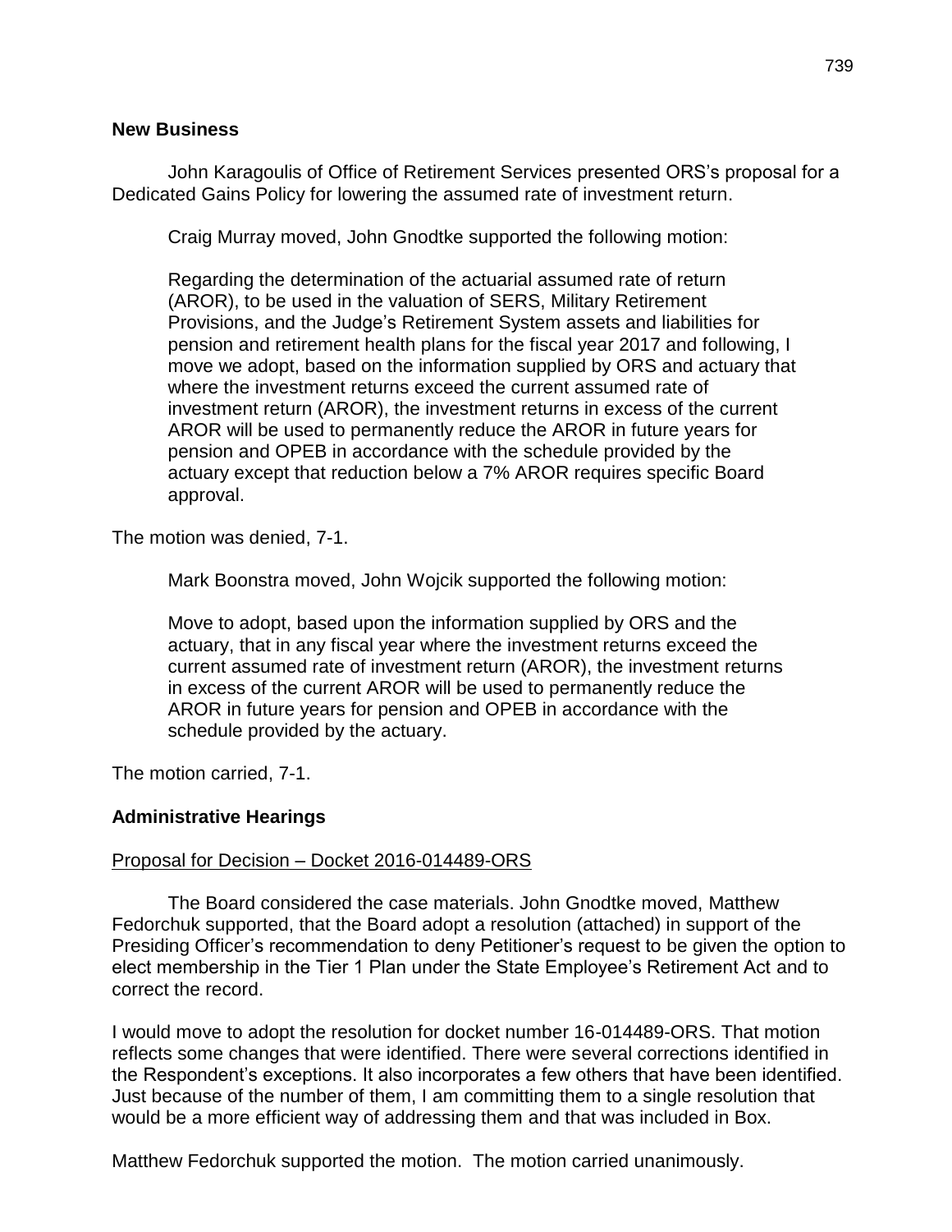## New Business

John Karagoulis of Office of Retirement Services presented ORS's proposal for a Dedicated Gains Policy for lowering the assumed rate of investment return.

Craig Murray moved, John Gnodtke supported the following motion:

> Regarding the determination of the actuarial assumed rate of return (AROR), to be used in the valuation of SERS, Military Retirement Provisions, and the Judge's Retirement System assets and liabilities for pension and retirement health plans for the fiscal year 2017 and following, I move we adopt, based on the information supplied by ORS and actuary that where the investment returns exceed the current assumed rate of investment return (AROR), the investment returns in excess of the current AROR will be used to permanently reduce the AROR in future years for pension and OPEB in accordance with the schedule provided by the actuary except that reduction below a 7% AROR requires specific Board approval.

The motion was denied, 7-1.

Mark Boonstra moved, John Wojcik supported the following motion:

> Move to adopt, based upon the information supplied by ORS and the actuary, that in any fiscal year where the investment returns exceed the current assumed rate of investment return (AROR), the investment returns in excess of the current AROR will be used to permanently reduce the AROR in future years for pension and OPEB in accordance with the schedule provided by the actuary.

The motion carried, 7-1.

## Administrative Hearings

Proposal for Decision – Docket 2016-014489-ORS

The Board considered the case materials. John Gnodtke moved, Matthew Fedorchuk supported, that the Board adopt a resolution (attached) in support of the Presiding Officer's recommendation to deny Petitioner's request to be given the option to elect membership in the Tier 1 Plan under the State Employee's Retirement Act and to correct the record.

I would move to adopt the resolution for docket number 16-014489-ORS. That motion reflects some changes that were identified. There were several corrections identified in the Respondent's exceptions. It also incorporates a few others that have been identified. Just because of the number of them, I am committing them to a single resolution that would be a more efficient way of addressing them and that was included in Box.

Matthew Fedorchuk supported the motion. The motion carried unanimously.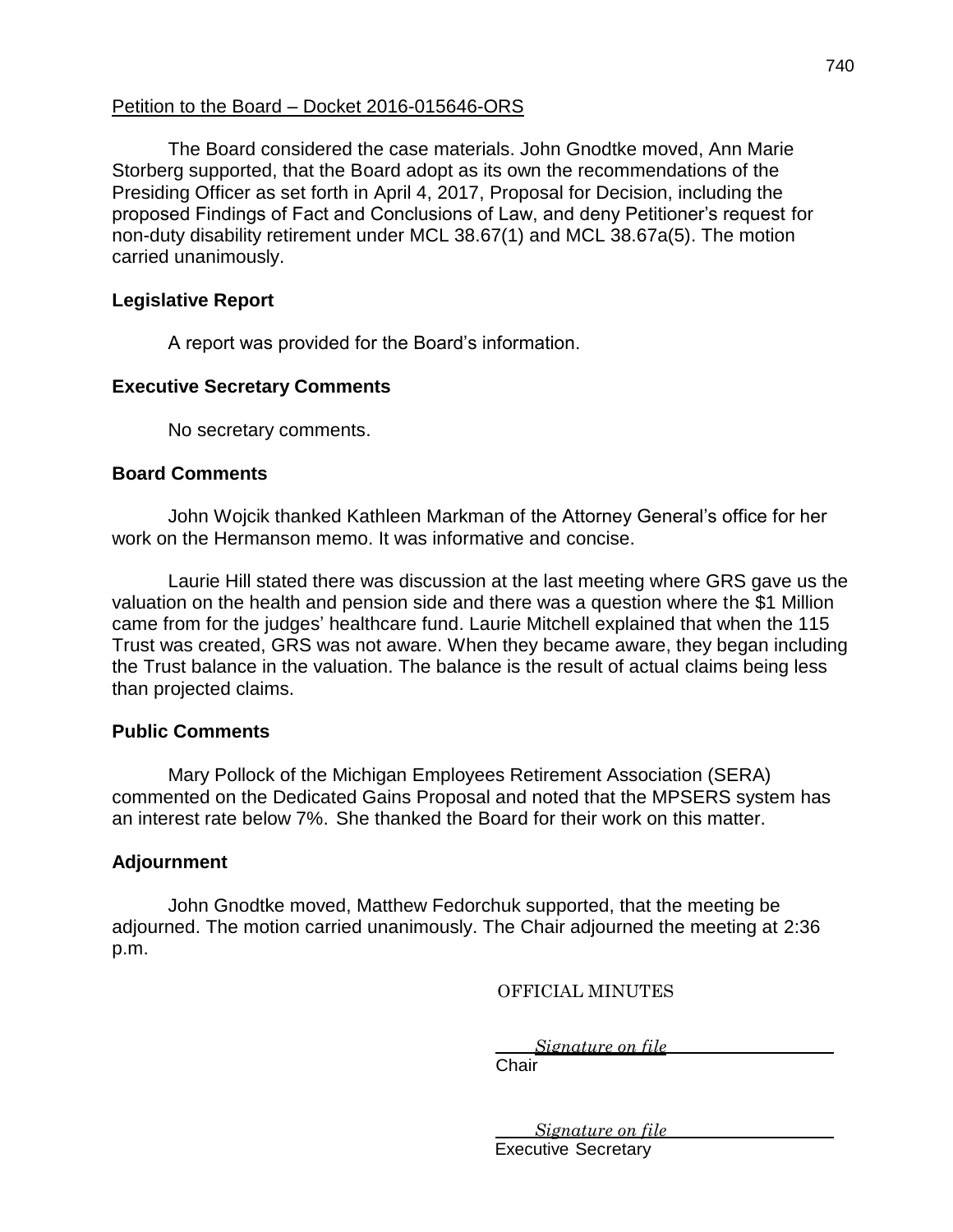Petition to the Board – Docket 2016-015646-ORS

The Board considered the case materials. John Gnodtke moved, Ann Marie Storberg supported, that the Board adopt as its own the recommendations of the Presiding Officer as set forth in April 4, 2017, Proposal for Decision, including the proposed Findings of Fact and Conclusions of Law, and deny Petitioner's request for non-duty disability retirement under MCL 38.67(1) and MCL 38.67a(5). The motion carried unanimously.

**Legislative Report**

A report was provided for the Board's information.

**Executive Secretary Comments**

No secretary comments.

**Board Comments**

John Wojcik thanked Kathleen Markman of the Attorney General's office for her work on the Hermanson memo. It was informative and concise.

Laurie Hill stated there was discussion at the last meeting where GRS gave us the valuation on the health and pension side and there was a question where the $1 Million came from for the judges' healthcare fund. Laurie Mitchell explained that when the 115 Trust was created, GRS was not aware. When they became aware, they began including the Trust balance in the valuation. The balance is the result of actual claims being less than projected claims.

**Public Comments**

Mary Pollock of the Michigan Employees Retirement Association (SERA) commented on the Dedicated Gains Proposal and noted that the MPSERS system has an interest rate below 7%. She thanked the Board for their work on this matter.

**Adjournment**

John Gnodtke moved, Matthew Fedorchuk supported, that the meeting be adjourned. The motion carried unanimously. The Chair adjourned the meeting at 2:36 p.m.

OFFICIAL MINUTES

*Signature on file*
Chair

*Signature on file*
Executive Secretary